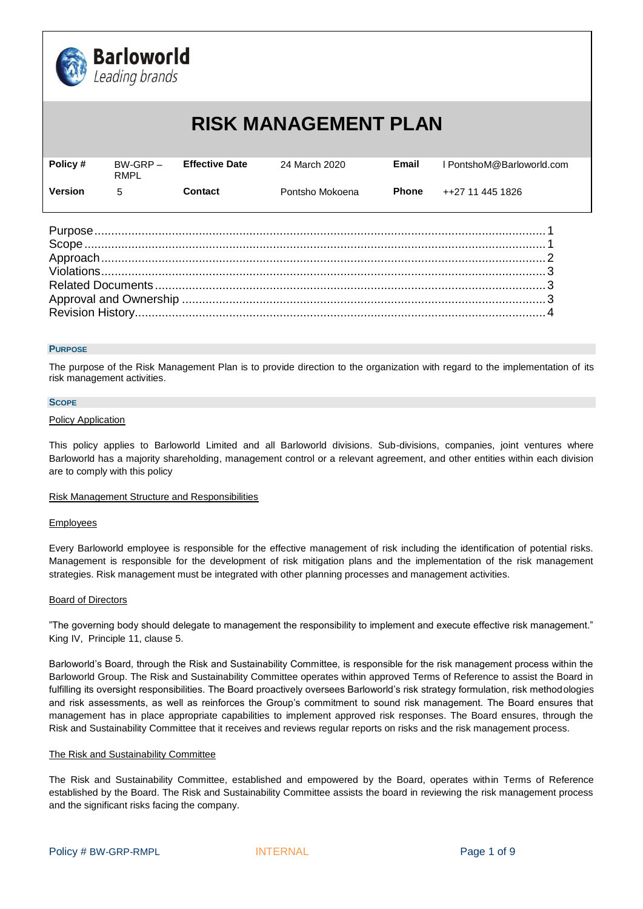Barloworld
*Leading brands*

# RISK MANAGEMENT PLAN

| Policy # | BW-GRP – RMPL | Effective Date | 24 March 2020 | Email | l PontshoM@Barloworld.com |
|---|---|---|---|---|---|
| Version | 5 | Contact | Pontsho Mokoena | Phone | ++27 11 445 1826 |

Purpose....1
Scope....1
Approach....2
Violations....3
Related Documents....3
Approval and Ownership....3
Revision History....4

## Purpose

The purpose of the Risk Management Plan is to provide direction to the organization with regard to the implementation of its risk management activities.

## Scope

Policy Application

This policy applies to Barloworld Limited and all Barloworld divisions. Sub-divisions, companies, joint ventures where Barloworld has a majority shareholding, management control or a relevant agreement, and other entities within each division are to comply with this policy

Risk Management Structure and Responsibilities

Employees

Every Barloworld employee is responsible for the effective management of risk including the identification of potential risks. Management is responsible for the development of risk mitigation plans and the implementation of the risk management strategies. Risk management must be integrated with other planning processes and management activities.

Board of Directors

"The governing body should delegate to management the responsibility to implement and execute effective risk management." King IV, Principle 11, clause 5.

Barloworld's Board, through the Risk and Sustainability Committee, is responsible for the risk management process within the Barloworld Group. The Risk and Sustainability Committee operates within approved Terms of Reference to assist the Board in fulfilling its oversight responsibilities. The Board proactively oversees Barloworld's risk strategy formulation, risk methodologies and risk assessments, as well as reinforces the Group's commitment to sound risk management. The Board ensures that management has in place appropriate capabilities to implement approved risk responses. The Board ensures, through the Risk and Sustainability Committee that it receives and reviews regular reports on risks and the risk management process.

The Risk and Sustainability Committee

The Risk and Sustainability Committee, established and empowered by the Board, operates within Terms of Reference established by the Board. The Risk and Sustainability Committee assists the board in reviewing the risk management process and the significant risks facing the company.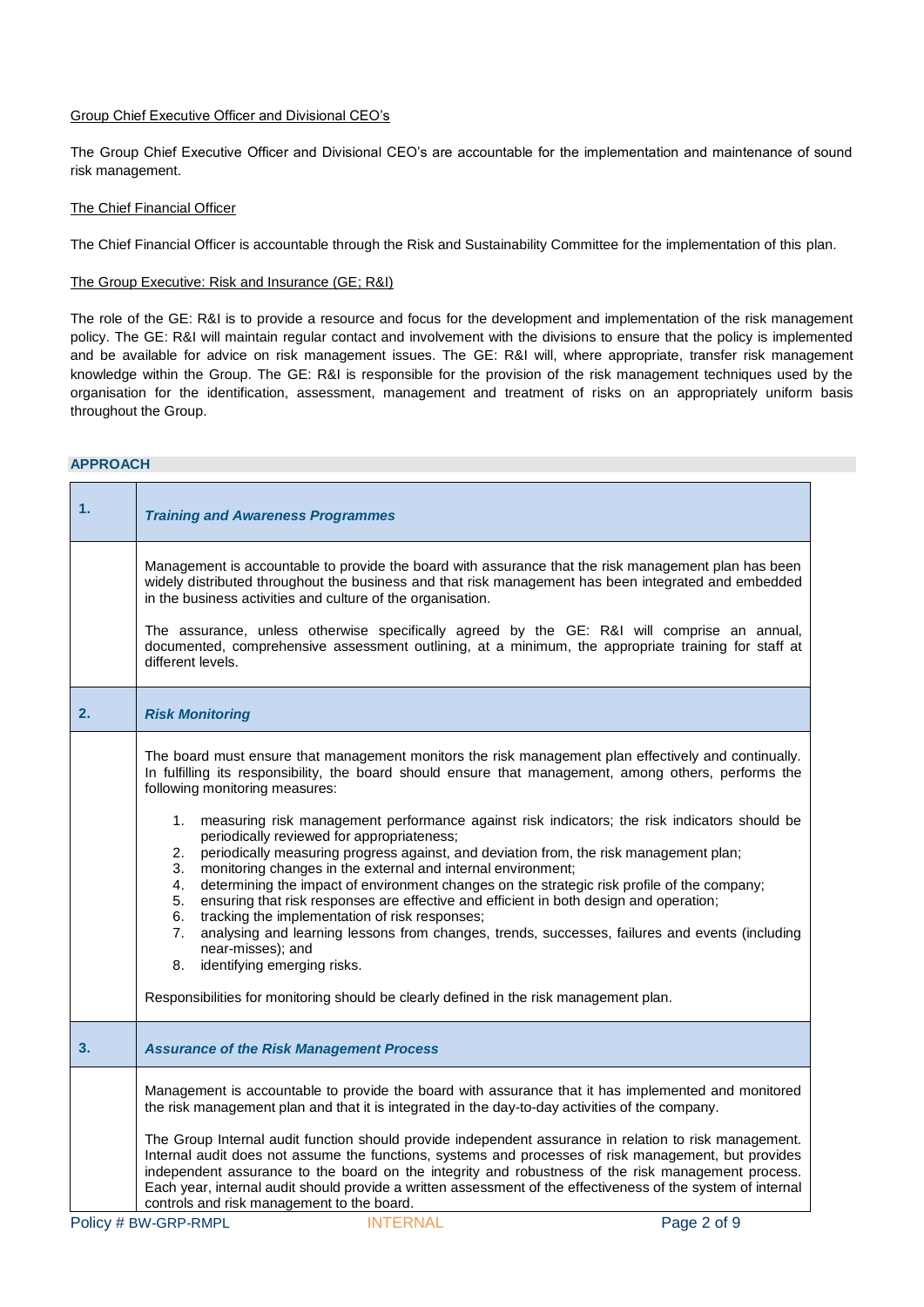Group Chief Executive Officer and Divisional CEO's

The Group Chief Executive Officer and Divisional CEO's are accountable for the implementation and maintenance of sound risk management.

The Chief Financial Officer

The Chief Financial Officer is accountable through the Risk and Sustainability Committee for the implementation of this plan.

The Group Executive: Risk and Insurance (GE; R&I)

The role of the GE: R&I is to provide a resource and focus for the development and implementation of the risk management policy. The GE: R&I will maintain regular contact and involvement with the divisions to ensure that the policy is implemented and be available for advice on risk management issues. The GE: R&I will, where appropriate, transfer risk management knowledge within the Group. The GE: R&I is responsible for the provision of the risk management techniques used by the organisation for the identification, assessment, management and treatment of risks on an appropriately uniform basis throughout the Group.

## APPROACH

### 1. *Training and Awareness Programmes*

Management is accountable to provide the board with assurance that the risk management plan has been widely distributed throughout the business and that risk management has been integrated and embedded in the business activities and culture of the organisation.

The assurance, unless otherwise specifically agreed by the GE: R&I will comprise an annual, documented, comprehensive assessment outlining, at a minimum, the appropriate training for staff at different levels.

### 2. *Risk Monitoring*

The board must ensure that management monitors the risk management plan effectively and continually. In fulfilling its responsibility, the board should ensure that management, among others, performs the following monitoring measures:

1. measuring risk management performance against risk indicators; the risk indicators should be periodically reviewed for appropriateness;
2. periodically measuring progress against, and deviation from, the risk management plan;
3. monitoring changes in the external and internal environment;
4. determining the impact of environment changes on the strategic risk profile of the company;
5. ensuring that risk responses are effective and efficient in both design and operation;
6. tracking the implementation of risk responses;
7. analysing and learning lessons from changes, trends, successes, failures and events (including near-misses); and
8. identifying emerging risks.

Responsibilities for monitoring should be clearly defined in the risk management plan.

### 3. *Assurance of the Risk Management Process*

Management is accountable to provide the board with assurance that it has implemented and monitored the risk management plan and that it is integrated in the day-to-day activities of the company.

The Group Internal audit function should provide independent assurance in relation to risk management. Internal audit does not assume the functions, systems and processes of risk management, but provides independent assurance to the board on the integrity and robustness of the risk management process. Each year, internal audit should provide a written assessment of the effectiveness of the system of internal controls and risk management to the board.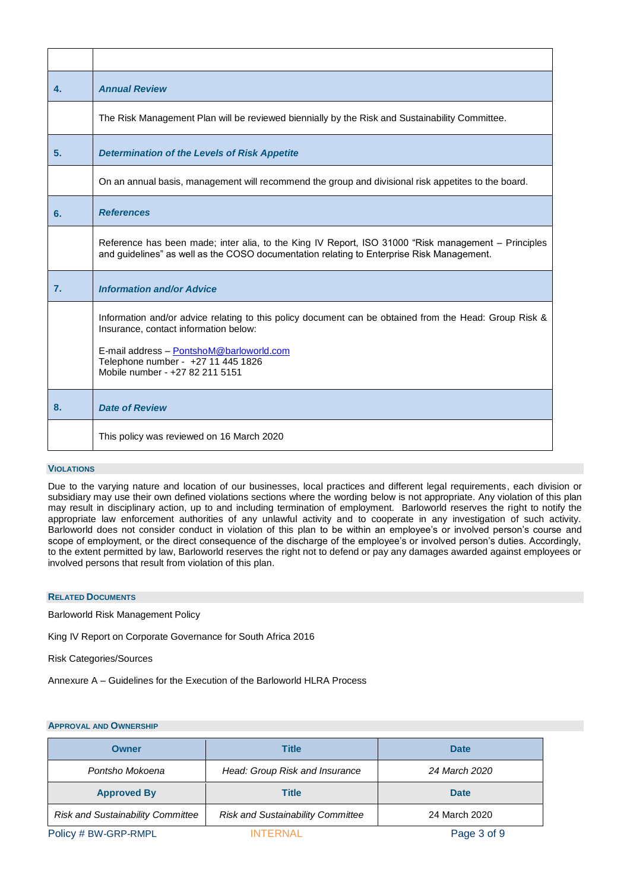| | |
|---|---|
| **4.** | ***Annual Review*** |
| | The Risk Management Plan will be reviewed biennially by the Risk and Sustainability Committee. |
| **5.** | ***Determination of the Levels of Risk Appetite*** |
| | On an annual basis, management will recommend the group and divisional risk appetites to the board. |
| **6.** | ***References*** |
| | Reference has been made; inter alia, to the King IV Report, ISO 31000 "Risk management – Principles and guidelines" as well as the COSO documentation relating to Enterprise Risk Management. |
| **7.** | ***Information and/or Advice*** |
| | Information and/or advice relating to this policy document can be obtained from the Head: Group Risk & Insurance, contact information below:<br><br>E-mail address – PontshoM@barloworld.com<br>Telephone number - +27 11 445 1826<br>Mobile number - +27 82 211 5151 |
| **8.** | ***Date of Review*** |
| | This policy was reviewed on 16 March 2020 |

## Violations

Due to the varying nature and location of our businesses, local practices and different legal requirements, each division or subsidiary may use their own defined violations sections where the wording below is not appropriate. Any violation of this plan may result in disciplinary action, up to and including termination of employment. Barloworld reserves the right to notify the appropriate law enforcement authorities of any unlawful activity and to cooperate in any investigation of such activity. Barloworld does not consider conduct in violation of this plan to be within an employee's or involved person's course and scope of employment, or the direct consequence of the discharge of the employee's or involved person's duties. Accordingly, to the extent permitted by law, Barloworld reserves the right not to defend or pay any damages awarded against employees or involved persons that result from violation of this plan.

## Related Documents

Barloworld Risk Management Policy

King IV Report on Corporate Governance for South Africa 2016

Risk Categories/Sources

Annexure A – Guidelines for the Execution of the Barloworld HLRA Process

## Approval and Ownership

| Owner | Title | Date |
|---|---|---|
| *Pontsho Mokoena* | *Head: Group Risk and Insurance* | *24 March 2020* |
| **Approved By** | **Title** | **Date** |
| *Risk and Sustainability Committee* | *Risk and Sustainability Committee* | 24 March 2020 |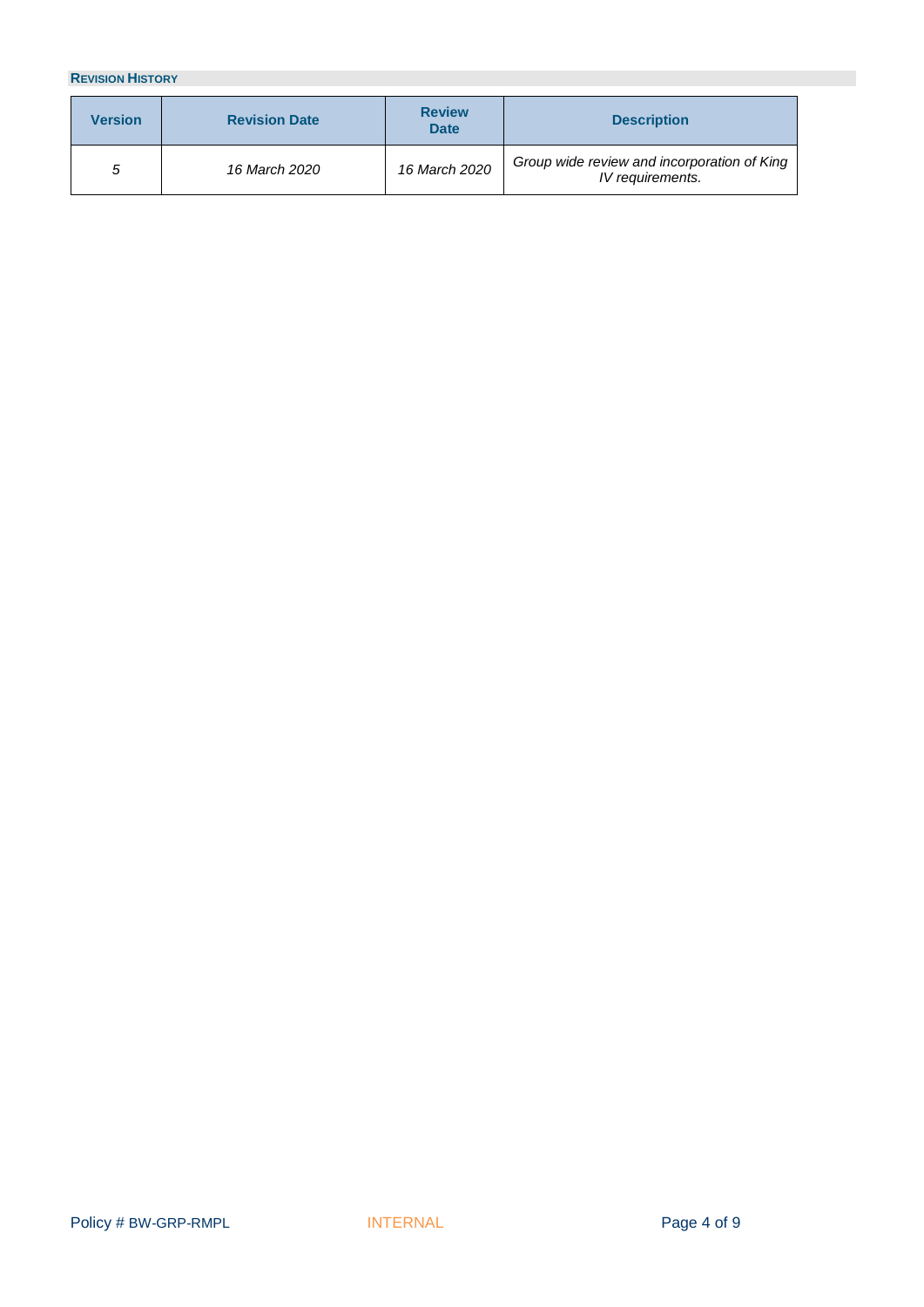#### REVISION HISTORY

| Version | Revision Date | Review Date | Description |
|---|---|---|---|
| *5* | *16 March 2020* | *16 March 2020* | *Group wide review and incorporation of King IV requirements.* |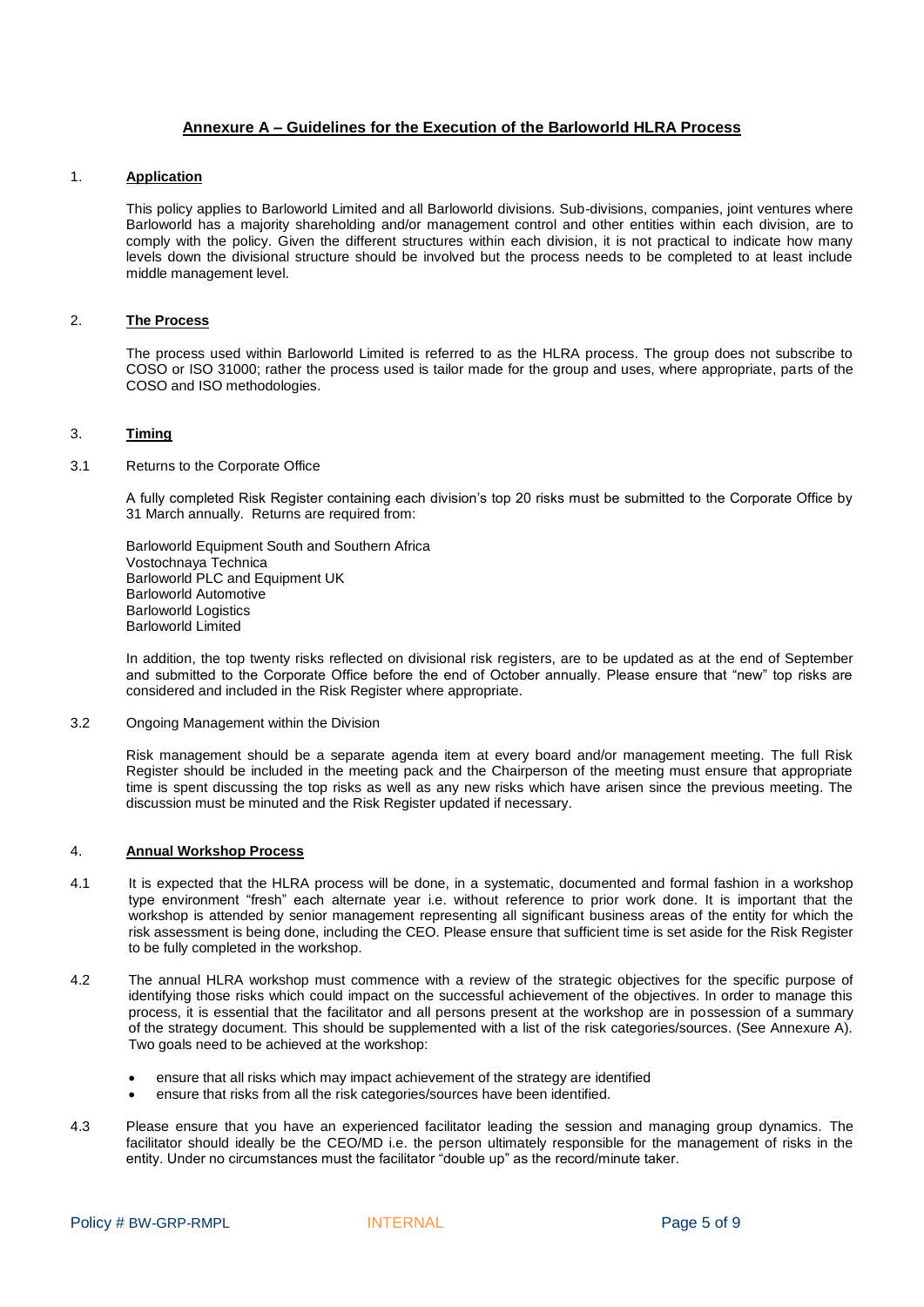## Annexure A – Guidelines for the Execution of the Barloworld HLRA Process

### 1. Application

This policy applies to Barloworld Limited and all Barloworld divisions. Sub-divisions, companies, joint ventures where Barloworld has a majority shareholding and/or management control and other entities within each division, are to comply with the policy. Given the different structures within each division, it is not practical to indicate how many levels down the divisional structure should be involved but the process needs to be completed to at least include middle management level.

### 2. The Process

The process used within Barloworld Limited is referred to as the HLRA process. The group does not subscribe to COSO or ISO 31000; rather the process used is tailor made for the group and uses, where appropriate, parts of the COSO and ISO methodologies.

### 3. Timing

3.1 Returns to the Corporate Office

A fully completed Risk Register containing each division's top 20 risks must be submitted to the Corporate Office by 31 March annually. Returns are required from:

Barloworld Equipment South and Southern Africa
Vostochnaya Technica
Barloworld PLC and Equipment UK
Barloworld Automotive
Barloworld Logistics
Barloworld Limited

In addition, the top twenty risks reflected on divisional risk registers, are to be updated as at the end of September and submitted to the Corporate Office before the end of October annually. Please ensure that "new" top risks are considered and included in the Risk Register where appropriate.

3.2 Ongoing Management within the Division

Risk management should be a separate agenda item at every board and/or management meeting. The full Risk Register should be included in the meeting pack and the Chairperson of the meeting must ensure that appropriate time is spent discussing the top risks as well as any new risks which have arisen since the previous meeting. The discussion must be minuted and the Risk Register updated if necessary.

### 4. Annual Workshop Process

4.1 It is expected that the HLRA process will be done, in a systematic, documented and formal fashion in a workshop type environment "fresh" each alternate year i.e. without reference to prior work done. It is important that the workshop is attended by senior management representing all significant business areas of the entity for which the risk assessment is being done, including the CEO. Please ensure that sufficient time is set aside for the Risk Register to be fully completed in the workshop.

4.2 The annual HLRA workshop must commence with a review of the strategic objectives for the specific purpose of identifying those risks which could impact on the successful achievement of the objectives. In order to manage this process, it is essential that the facilitator and all persons present at the workshop are in possession of a summary of the strategy document. This should be supplemented with a list of the risk categories/sources. (See Annexure A). Two goals need to be achieved at the workshop:

- ensure that all risks which may impact achievement of the strategy are identified
- ensure that risks from all the risk categories/sources have been identified.

4.3 Please ensure that you have an experienced facilitator leading the session and managing group dynamics. The facilitator should ideally be the CEO/MD i.e. the person ultimately responsible for the management of risks in the entity. Under no circumstances must the facilitator "double up" as the record/minute taker.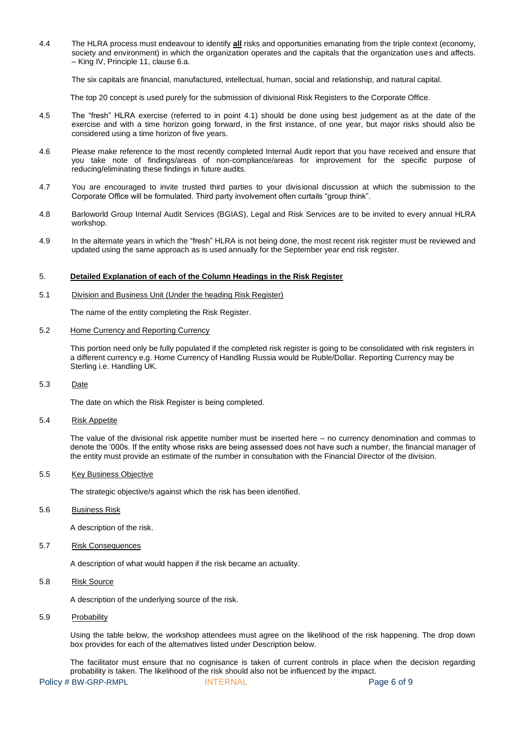4.4 The HLRA process must endeavour to identify **all** risks and opportunities emanating from the triple context (economy, society and environment) in which the organization operates and the capitals that the organization uses and affects. – King IV, Principle 11, clause 6.a.

The six capitals are financial, manufactured, intellectual, human, social and relationship, and natural capital.

The top 20 concept is used purely for the submission of divisional Risk Registers to the Corporate Office.

4.5 The “fresh” HLRA exercise (referred to in point 4.1) should be done using best judgement as at the date of the exercise and with a time horizon going forward, in the first instance, of one year, but major risks should also be considered using a time horizon of five years.

4.6 Please make reference to the most recently completed Internal Audit report that you have received and ensure that you take note of findings/areas of non-compliance/areas for improvement for the specific purpose of reducing/eliminating these findings in future audits.

4.7 You are encouraged to invite trusted third parties to your divisional discussion at which the submission to the Corporate Office will be formulated. Third party involvement often curtails “group think”.

4.8 Barloworld Group Internal Audit Services (BGIAS), Legal and Risk Services are to be invited to every annual HLRA workshop.

4.9 In the alternate years in which the “fresh” HLRA is not being done, the most recent risk register must be reviewed and updated using the same approach as is used annually for the September year end risk register.

## 5. Detailed Explanation of each of the Column Headings in the Risk Register

### 5.1 Division and Business Unit (Under the heading Risk Register)

The name of the entity completing the Risk Register.

### 5.2 Home Currency and Reporting Currency

This portion need only be fully populated if the completed risk register is going to be consolidated with risk registers in a different currency e.g. Home Currency of Handling Russia would be Ruble/Dollar. Reporting Currency may be Sterling i.e. Handling UK.

### 5.3 Date

The date on which the Risk Register is being completed.

### 5.4 Risk Appetite

The value of the divisional risk appetite number must be inserted here – no currency denomination and commas to denote the ‘000s. If the entity whose risks are being assessed does not have such a number, the financial manager of the entity must provide an estimate of the number in consultation with the Financial Director of the division.

### 5.5 Key Business Objective

The strategic objective/s against which the risk has been identified.

### 5.6 Business Risk

A description of the risk.

### 5.7 Risk Consequences

A description of what would happen if the risk became an actuality.

### 5.8 Risk Source

A description of the underlying source of the risk.

### 5.9 Probability

Using the table below, the workshop attendees must agree on the likelihood of the risk happening. The drop down box provides for each of the alternatives listed under Description below.

The facilitator must ensure that no cognisance is taken of current controls in place when the decision regarding probability is taken. The likelihood of the risk should also not be influenced by the impact.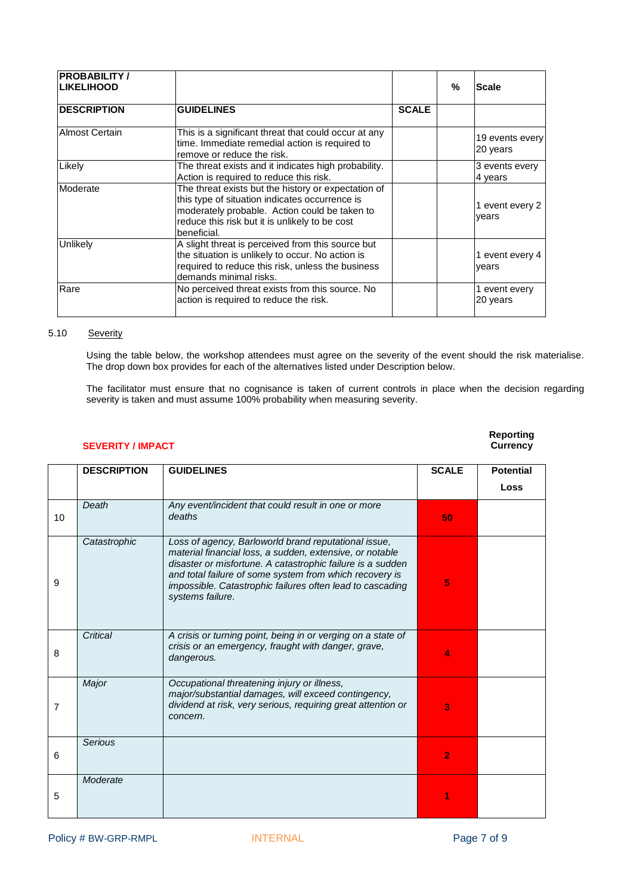| PROBABILITY / LIKELIHOOD | | | % | Scale |
|---|---|---|---|---|
| **DESCRIPTION** | **GUIDELINES** | **SCALE** | | |
| Almost Certain | This is a significant threat that could occur at any time. Immediate remedial action is required to remove or reduce the risk. | | | 19 events every 20 years |
| Likely | The threat exists and it indicates high probability. Action is required to reduce this risk. | | | 3 events every 4 years |
| Moderate | The threat exists but the history or expectation of this type of situation indicates occurrence is moderately probable. Action could be taken to reduce this risk but it is unlikely to be cost beneficial. | | | 1 event every 2 years |
| Unlikely | A slight threat is perceived from this source but the situation is unlikely to occur. No action is required to reduce this risk, unless the business demands minimal risks. | | | 1 event every 4 years |
| Rare | No perceived threat exists from this source. No action is required to reduce the risk. | | | 1 event every 20 years |

5.10 Severity

Using the table below, the workshop attendees must agree on the severity of the event should the risk materialise. The drop down box provides for each of the alternatives listed under Description below.

The facilitator must ensure that no cognisance is taken of current controls in place when the decision regarding severity is taken and must assume 100% probability when measuring severity.

**SEVERITY / IMPACT**

**Reporting Currency**

| | DESCRIPTION | GUIDELINES | SCALE | Potential Loss |
|---|---|---|---|---|
| 10 | *Death* | *Any event/incident that could result in one or more deaths* | 50 | |
| 9 | *Catastrophic* | *Loss of agency, Barloworld brand reputational issue, material financial loss, a sudden, extensive, or notable disaster or misfortune. A catastrophic failure is a sudden and total failure of some system from which recovery is impossible. Catastrophic failures often lead to cascading systems failure.* | 5 | |
| 8 | *Critical* | *A crisis or turning point, being in or verging on a state of crisis or an emergency, fraught with danger, grave, dangerous.* | 4 | |
| 7 | *Major* | *Occupational threatening injury or illness, major/substantial damages, will exceed contingency, dividend at risk, very serious, requiring great attention or concern.* | 3 | |
| 6 | *Serious* | | 2 | |
| 5 | *Moderate* | | 1 | |

Policy # BW-GRP-RMPL INTERNAL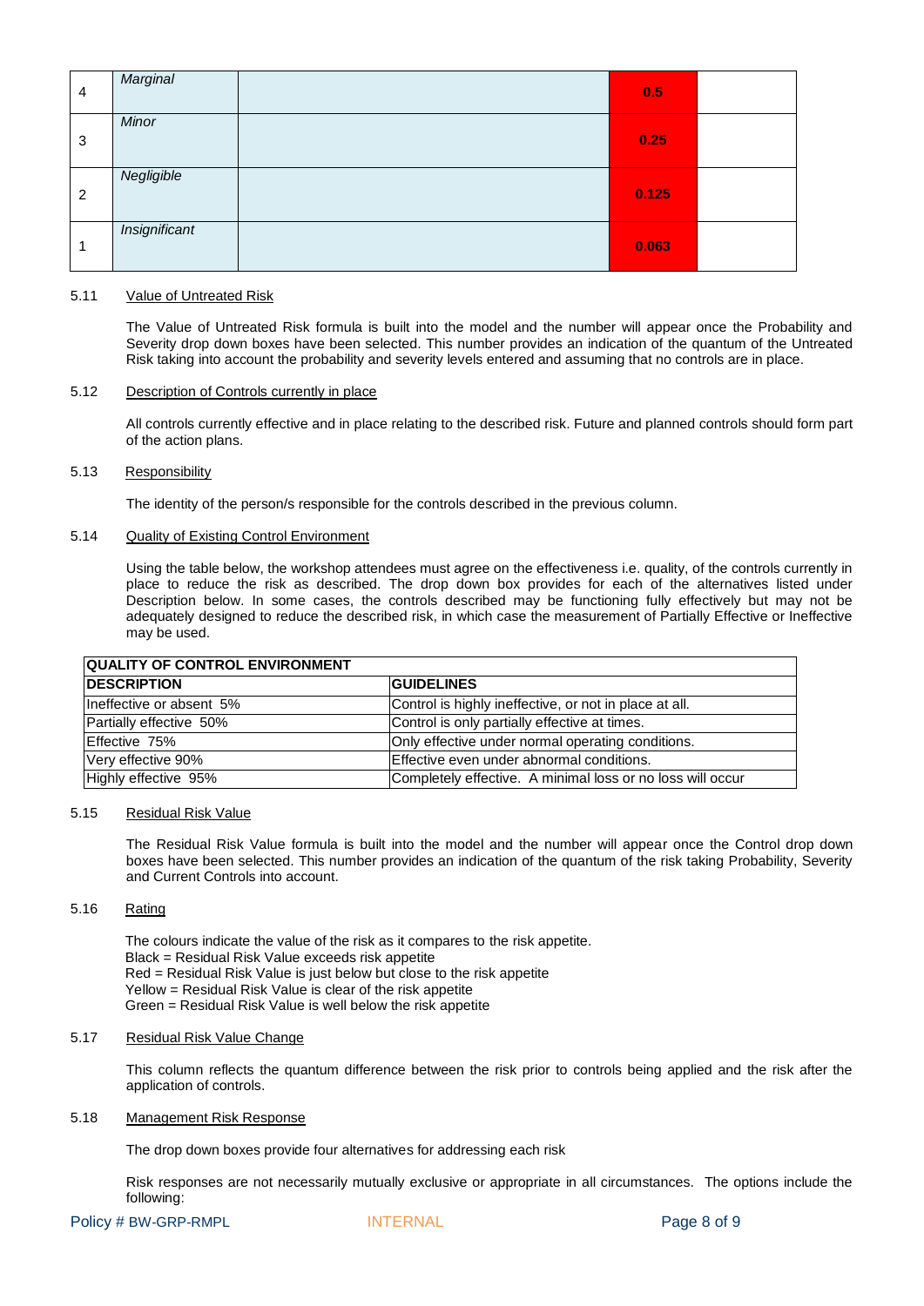| | | | | |
|---|---|---|---|---|
| 4 | *Marginal* | | 0.5 | |
| 3 | *Minor* | | 0.25 | |
| 2 | *Negligible* | | 0.125 | |
| 1 | *Insignificant* | | 0.063 | |

5.11 Value of Untreated Risk

The Value of Untreated Risk formula is built into the model and the number will appear once the Probability and Severity drop down boxes have been selected. This number provides an indication of the quantum of the Untreated Risk taking into account the probability and severity levels entered and assuming that no controls are in place.

5.12 Description of Controls currently in place

All controls currently effective and in place relating to the described risk. Future and planned controls should form part of the action plans.

5.13 Responsibility

The identity of the person/s responsible for the controls described in the previous column.

5.14 Quality of Existing Control Environment

Using the table below, the workshop attendees must agree on the effectiveness i.e. quality, of the controls currently in place to reduce the risk as described. The drop down box provides for each of the alternatives listed under Description below. In some cases, the controls described may be functioning fully effectively but may not be adequately designed to reduce the described risk, in which case the measurement of Partially Effective or Ineffective may be used.

| **QUALITY OF CONTROL ENVIRONMENT** | |
|---|---|
| **DESCRIPTION** | **GUIDELINES** |
| Ineffective or absent 5% | Control is highly ineffective, or not in place at all. |
| Partially effective 50% | Control is only partially effective at times. |
| Effective 75% | Only effective under normal operating conditions. |
| Very effective 90% | Effective even under abnormal conditions. |
| Highly effective 95% | Completely effective. A minimal loss or no loss will occur |

5.15 Residual Risk Value

The Residual Risk Value formula is built into the model and the number will appear once the Control drop down boxes have been selected. This number provides an indication of the quantum of the risk taking Probability, Severity and Current Controls into account.

5.16 Rating

The colours indicate the value of the risk as it compares to the risk appetite.
Black = Residual Risk Value exceeds risk appetite
Red = Residual Risk Value is just below but close to the risk appetite
Yellow = Residual Risk Value is clear of the risk appetite
Green = Residual Risk Value is well below the risk appetite

5.17 Residual Risk Value Change

This column reflects the quantum difference between the risk prior to controls being applied and the risk after the application of controls.

5.18 Management Risk Response

The drop down boxes provide four alternatives for addressing each risk

Risk responses are not necessarily mutually exclusive or appropriate in all circumstances. The options include the following: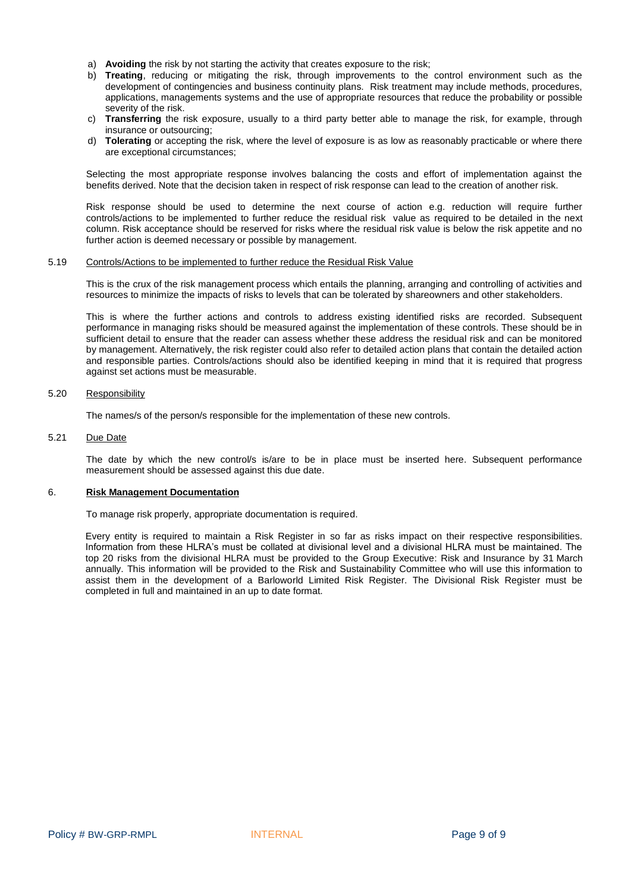a) **Avoiding** the risk by not starting the activity that creates exposure to the risk;
b) **Treating**, reducing or mitigating the risk, through improvements to the control environment such as the development of contingencies and business continuity plans. Risk treatment may include methods, procedures, applications, managements systems and the use of appropriate resources that reduce the probability or possible severity of the risk.
c) **Transferring** the risk exposure, usually to a third party better able to manage the risk, for example, through insurance or outsourcing;
d) **Tolerating** or accepting the risk, where the level of exposure is as low as reasonably practicable or where there are exceptional circumstances;

Selecting the most appropriate response involves balancing the costs and effort of implementation against the benefits derived. Note that the decision taken in respect of risk response can lead to the creation of another risk.

Risk response should be used to determine the next course of action e.g. reduction will require further controls/actions to be implemented to further reduce the residual risk value as required to be detailed in the next column. Risk acceptance should be reserved for risks where the residual risk value is below the risk appetite and no further action is deemed necessary or possible by management.

5.19 Controls/Actions to be implemented to further reduce the Residual Risk Value

This is the crux of the risk management process which entails the planning, arranging and controlling of activities and resources to minimize the impacts of risks to levels that can be tolerated by shareowners and other stakeholders.

This is where the further actions and controls to address existing identified risks are recorded. Subsequent performance in managing risks should be measured against the implementation of these controls. These should be in sufficient detail to ensure that the reader can assess whether these address the residual risk and can be monitored by management. Alternatively, the risk register could also refer to detailed action plans that contain the detailed action and responsible parties. Controls/actions should also be identified keeping in mind that it is required that progress against set actions must be measurable.

5.20 Responsibility

The names/s of the person/s responsible for the implementation of these new controls.

5.21 Due Date

The date by which the new control/s is/are to be in place must be inserted here. Subsequent performance measurement should be assessed against this due date.

## 6. **Risk Management Documentation**

To manage risk properly, appropriate documentation is required.

Every entity is required to maintain a Risk Register in so far as risks impact on their respective responsibilities. Information from these HLRA's must be collated at divisional level and a divisional HLRA must be maintained. The top 20 risks from the divisional HLRA must be provided to the Group Executive: Risk and Insurance by 31 March annually. This information will be provided to the Risk and Sustainability Committee who will use this information to assist them in the development of a Barloworld Limited Risk Register. The Divisional Risk Register must be completed in full and maintained in an up to date format.